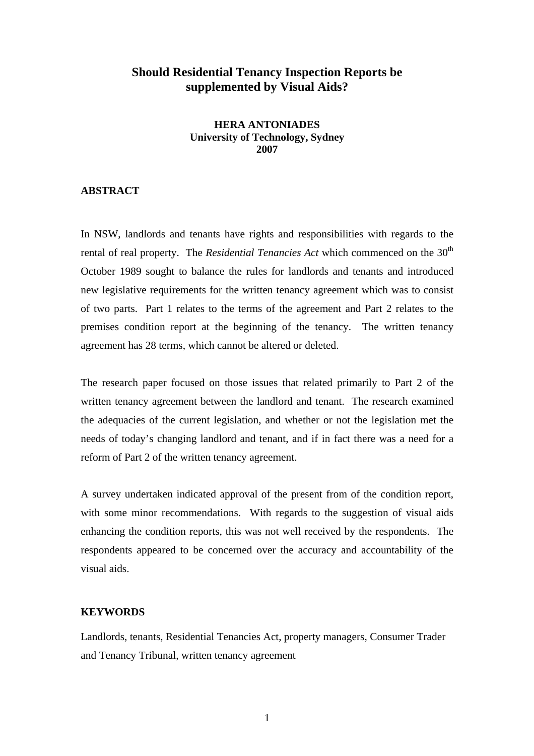# Should Residential Tenancy Inspection Reports be supplemented by Visual Aids?

**HERA ANTONIADES**
**University of Technology, Sydney**
**2007**

## ABSTRACT

In NSW, landlords and tenants have rights and responsibilities with regards to the rental of real property. The *Residential Tenancies Act* which commenced on the 30th October 1989 sought to balance the rules for landlords and tenants and introduced new legislative requirements for the written tenancy agreement which was to consist of two parts. Part 1 relates to the terms of the agreement and Part 2 relates to the premises condition report at the beginning of the tenancy. The written tenancy agreement has 28 terms, which cannot be altered or deleted.

The research paper focused on those issues that related primarily to Part 2 of the written tenancy agreement between the landlord and tenant. The research examined the adequacies of the current legislation, and whether or not the legislation met the needs of today's changing landlord and tenant, and if in fact there was a need for a reform of Part 2 of the written tenancy agreement.

A survey undertaken indicated approval of the present from of the condition report, with some minor recommendations. With regards to the suggestion of visual aids enhancing the condition reports, this was not well received by the respondents. The respondents appeared to be concerned over the accuracy and accountability of the visual aids.

## KEYWORDS

Landlords, tenants, Residential Tenancies Act, property managers, Consumer Trader and Tenancy Tribunal, written tenancy agreement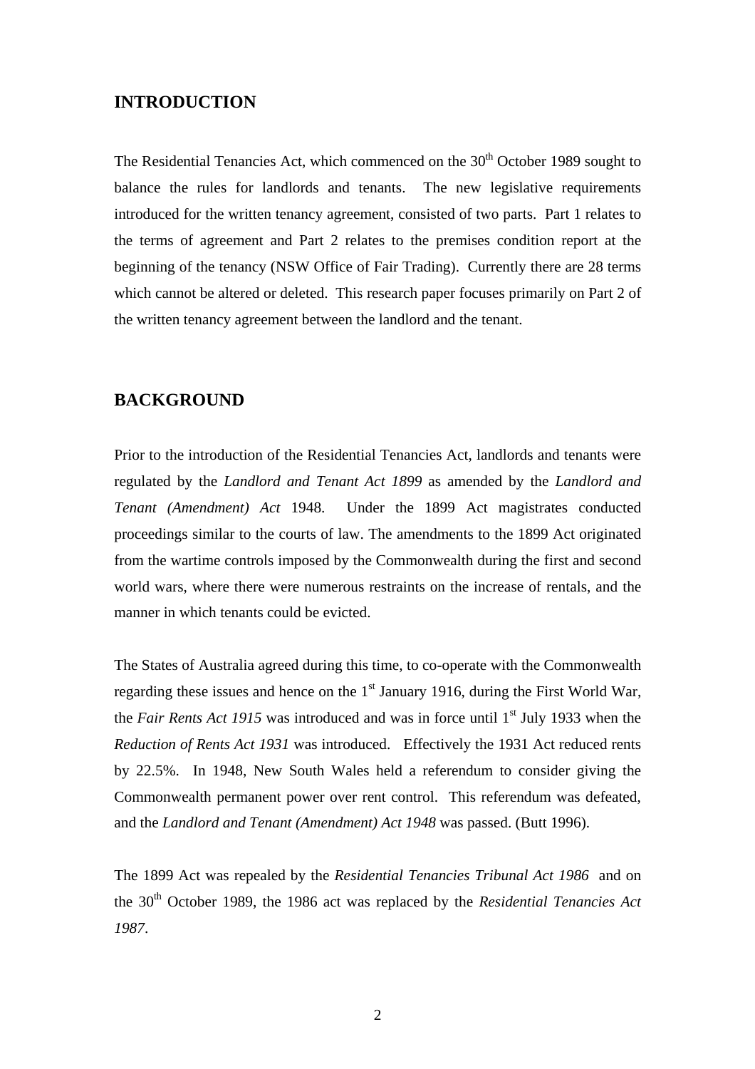## INTRODUCTION

The Residential Tenancies Act, which commenced on the 30th October 1989 sought to balance the rules for landlords and tenants. The new legislative requirements introduced for the written tenancy agreement, consisted of two parts. Part 1 relates to the terms of agreement and Part 2 relates to the premises condition report at the beginning of the tenancy (NSW Office of Fair Trading). Currently there are 28 terms which cannot be altered or deleted. This research paper focuses primarily on Part 2 of the written tenancy agreement between the landlord and the tenant.

## BACKGROUND

Prior to the introduction of the Residential Tenancies Act, landlords and tenants were regulated by the *Landlord and Tenant Act 1899* as amended by the *Landlord and Tenant (Amendment) Act* 1948. Under the 1899 Act magistrates conducted proceedings similar to the courts of law. The amendments to the 1899 Act originated from the wartime controls imposed by the Commonwealth during the first and second world wars, where there were numerous restraints on the increase of rentals, and the manner in which tenants could be evicted.

The States of Australia agreed during this time, to co-operate with the Commonwealth regarding these issues and hence on the 1st January 1916, during the First World War, the *Fair Rents Act 1915* was introduced and was in force until 1st July 1933 when the *Reduction of Rents Act 1931* was introduced. Effectively the 1931 Act reduced rents by 22.5%. In 1948, New South Wales held a referendum to consider giving the Commonwealth permanent power over rent control. This referendum was defeated, and the *Landlord and Tenant (Amendment) Act 1948* was passed. (Butt 1996).

The 1899 Act was repealed by the *Residential Tenancies Tribunal Act 1986* and on the 30th October 1989, the 1986 act was replaced by the *Residential Tenancies Act 1987*.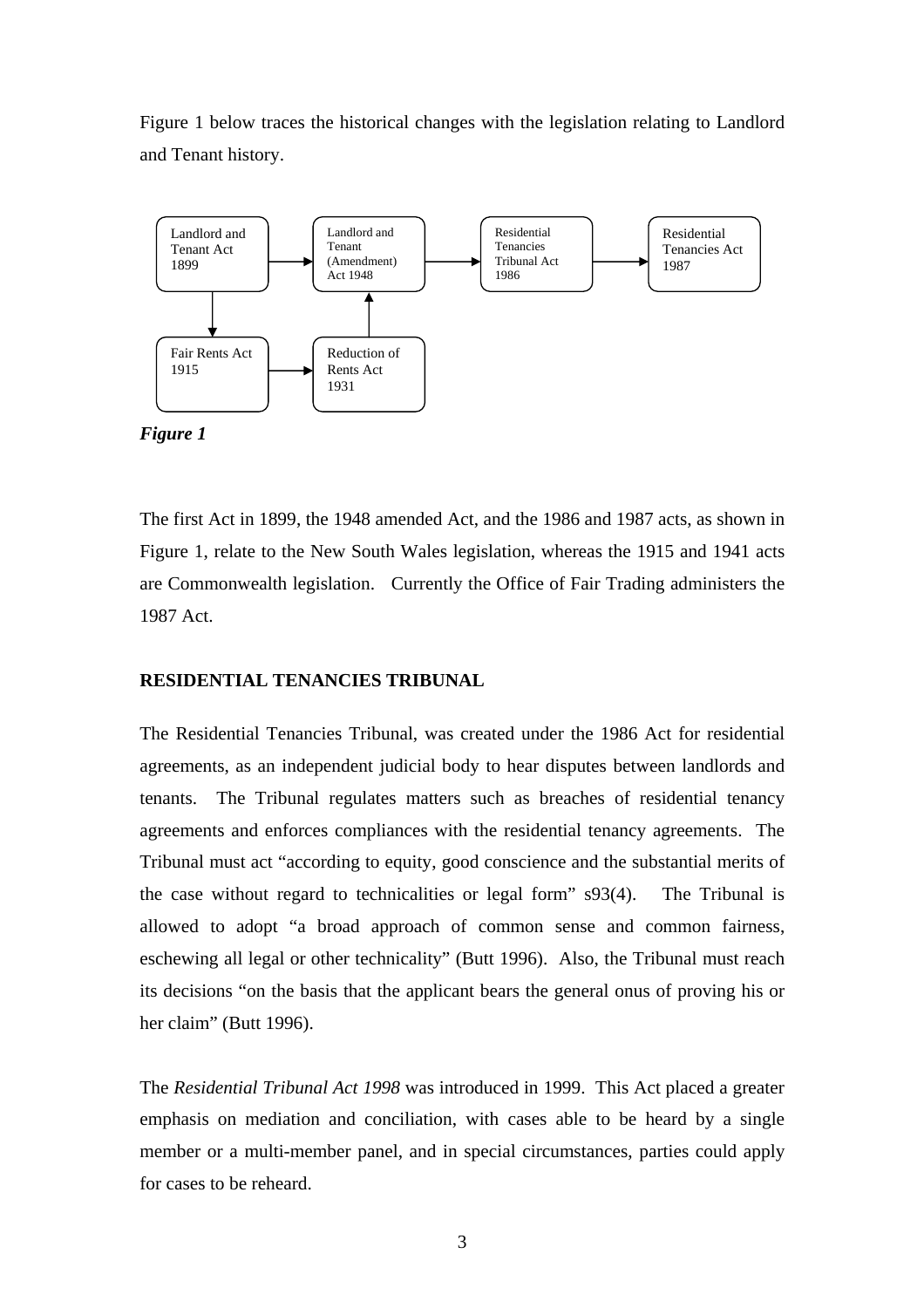Figure 1 below traces the historical changes with the legislation relating to Landlord and Tenant history.

```
Landlord and Tenant Act 1899 --> Landlord and Tenant (Amendment) Act 1948 --> Residential Tenancies Tribunal Act 1986 --> Residential Tenancies Act 1987
        |                                   ^
        v                                   |
Fair Rents Act 1915 --------------> Reduction of Rents Act 1931
```

***Figure 1***

The first Act in 1899, the 1948 amended Act, and the 1986 and 1987 acts, as shown in Figure 1, relate to the New South Wales legislation, whereas the 1915 and 1941 acts are Commonwealth legislation. Currently the Office of Fair Trading administers the 1987 Act.

## RESIDENTIAL TENANCIES TRIBUNAL

The Residential Tenancies Tribunal, was created under the 1986 Act for residential agreements, as an independent judicial body to hear disputes between landlords and tenants. The Tribunal regulates matters such as breaches of residential tenancy agreements and enforces compliances with the residential tenancy agreements. The Tribunal must act "according to equity, good conscience and the substantial merits of the case without regard to technicalities or legal form" s93(4). The Tribunal is allowed to adopt "a broad approach of common sense and common fairness, eschewing all legal or other technicality" (Butt 1996). Also, the Tribunal must reach its decisions "on the basis that the applicant bears the general onus of proving his or her claim" (Butt 1996).

The *Residential Tribunal Act 1998* was introduced in 1999. This Act placed a greater emphasis on mediation and conciliation, with cases able to be heard by a single member or a multi-member panel, and in special circumstances, parties could apply for cases to be reheard.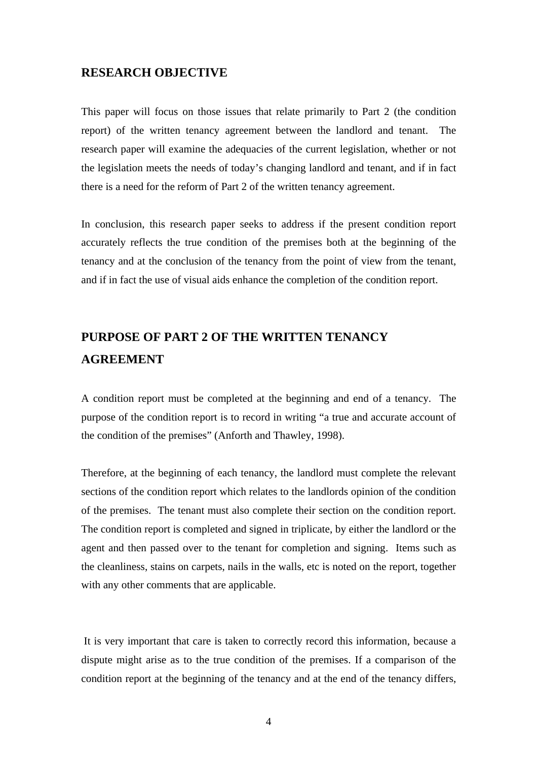## RESEARCH OBJECTIVE

This paper will focus on those issues that relate primarily to Part 2 (the condition report) of the written tenancy agreement between the landlord and tenant. The research paper will examine the adequacies of the current legislation, whether or not the legislation meets the needs of today's changing landlord and tenant, and if in fact there is a need for the reform of Part 2 of the written tenancy agreement.

In conclusion, this research paper seeks to address if the present condition report accurately reflects the true condition of the premises both at the beginning of the tenancy and at the conclusion of the tenancy from the point of view from the tenant, and if in fact the use of visual aids enhance the completion of the condition report.

## PURPOSE OF PART 2 OF THE WRITTEN TENANCY AGREEMENT

A condition report must be completed at the beginning and end of a tenancy. The purpose of the condition report is to record in writing "a true and accurate account of the condition of the premises" (Anforth and Thawley, 1998).

Therefore, at the beginning of each tenancy, the landlord must complete the relevant sections of the condition report which relates to the landlords opinion of the condition of the premises. The tenant must also complete their section on the condition report. The condition report is completed and signed in triplicate, by either the landlord or the agent and then passed over to the tenant for completion and signing. Items such as the cleanliness, stains on carpets, nails in the walls, etc is noted on the report, together with any other comments that are applicable.

It is very important that care is taken to correctly record this information, because a dispute might arise as to the true condition of the premises. If a comparison of the condition report at the beginning of the tenancy and at the end of the tenancy differs,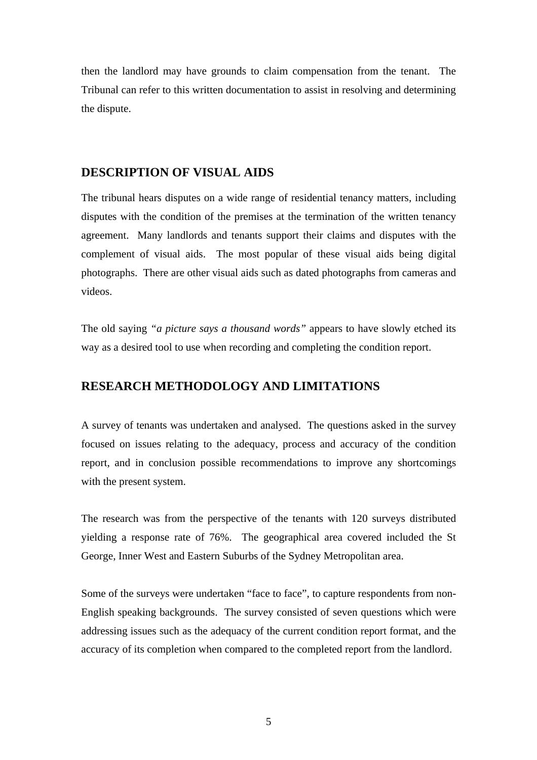then the landlord may have grounds to claim compensation from the tenant. The Tribunal can refer to this written documentation to assist in resolving and determining the dispute.

## DESCRIPTION OF VISUAL AIDS

The tribunal hears disputes on a wide range of residential tenancy matters, including disputes with the condition of the premises at the termination of the written tenancy agreement. Many landlords and tenants support their claims and disputes with the complement of visual aids. The most popular of these visual aids being digital photographs. There are other visual aids such as dated photographs from cameras and videos.

The old saying *"a picture says a thousand words"* appears to have slowly etched its way as a desired tool to use when recording and completing the condition report.

## RESEARCH METHODOLOGY AND LIMITATIONS

A survey of tenants was undertaken and analysed. The questions asked in the survey focused on issues relating to the adequacy, process and accuracy of the condition report, and in conclusion possible recommendations to improve any shortcomings with the present system.

The research was from the perspective of the tenants with 120 surveys distributed yielding a response rate of 76%. The geographical area covered included the St George, Inner West and Eastern Suburbs of the Sydney Metropolitan area.

Some of the surveys were undertaken "face to face", to capture respondents from non-English speaking backgrounds. The survey consisted of seven questions which were addressing issues such as the adequacy of the current condition report format, and the accuracy of its completion when compared to the completed report from the landlord.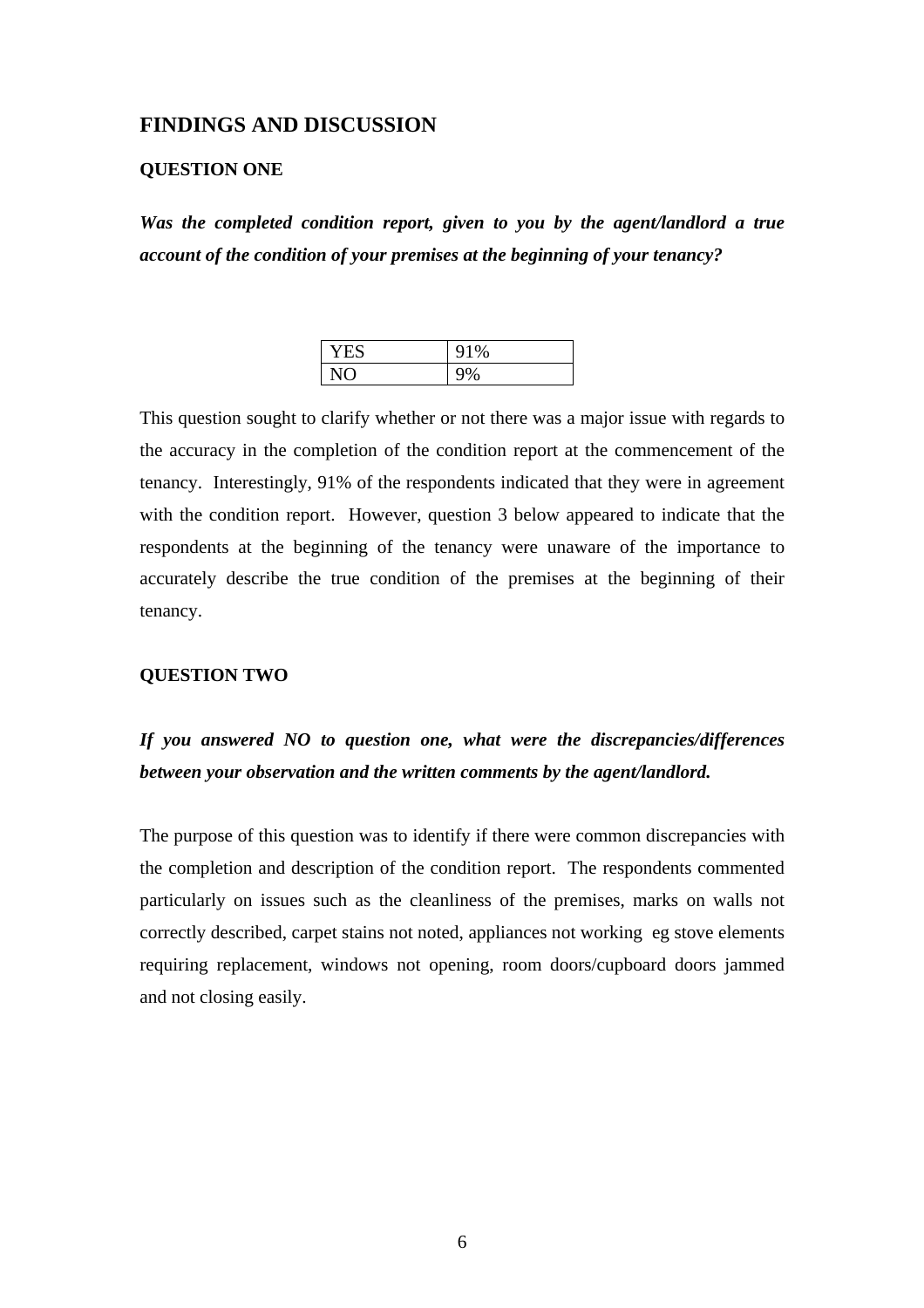## FINDINGS AND DISCUSSION

### QUESTION ONE

***Was the completed condition report, given to you by the agent/landlord a true account of the condition of your premises at the beginning of your tenancy?***

| YES | 91% |
|---|---|
| NO | 9% |

This question sought to clarify whether or not there was a major issue with regards to the accuracy in the completion of the condition report at the commencement of the tenancy. Interestingly, 91% of the respondents indicated that they were in agreement with the condition report. However, question 3 below appeared to indicate that the respondents at the beginning of the tenancy were unaware of the importance to accurately describe the true condition of the premises at the beginning of their tenancy.

### QUESTION TWO

***If you answered NO to question one, what were the discrepancies/differences between your observation and the written comments by the agent/landlord.***

The purpose of this question was to identify if there were common discrepancies with the completion and description of the condition report. The respondents commented particularly on issues such as the cleanliness of the premises, marks on walls not correctly described, carpet stains not noted, appliances not working eg stove elements requiring replacement, windows not opening, room doors/cupboard doors jammed and not closing easily.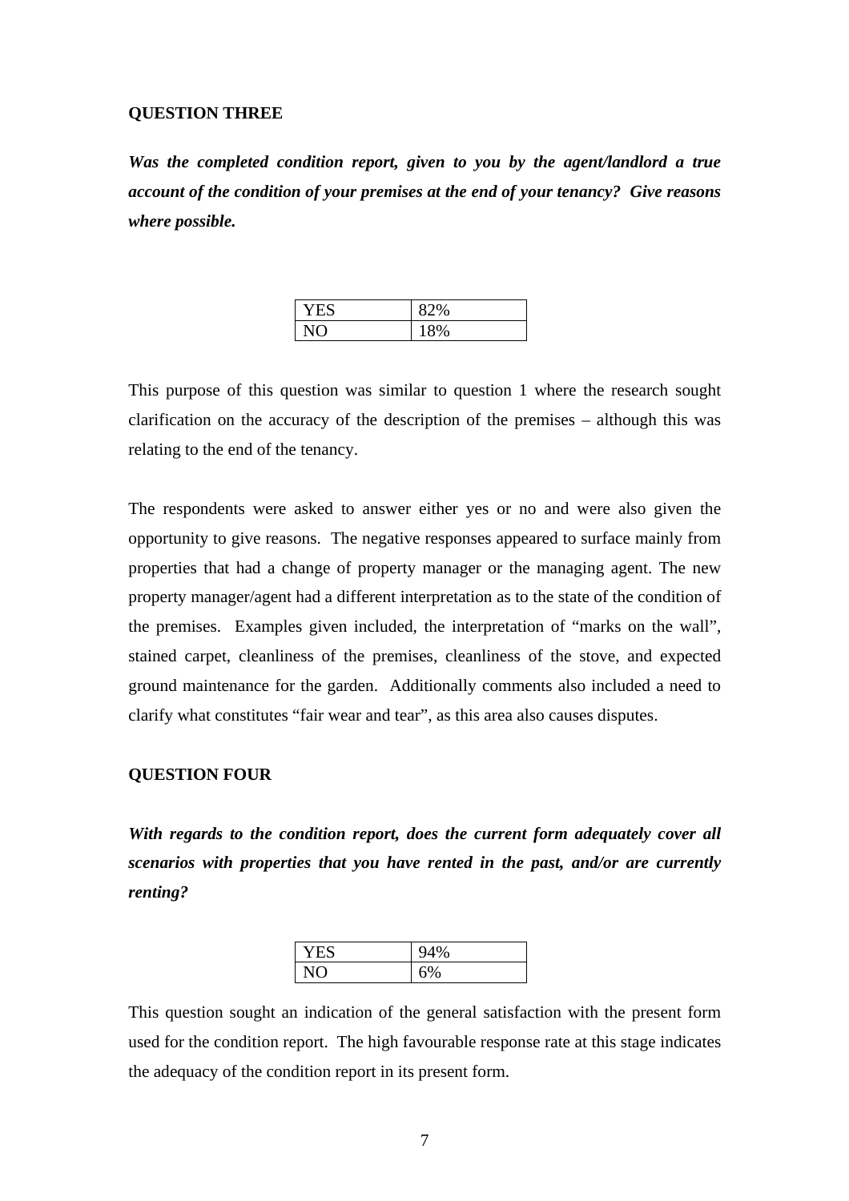**QUESTION THREE**

***Was the completed condition report, given to you by the agent/landlord a true account of the condition of your premises at the end of your tenancy? Give reasons where possible.***

| YES | 82% |
|---|---|
| NO | 18% |

This purpose of this question was similar to question 1 where the research sought clarification on the accuracy of the description of the premises – although this was relating to the end of the tenancy.

The respondents were asked to answer either yes or no and were also given the opportunity to give reasons. The negative responses appeared to surface mainly from properties that had a change of property manager or the managing agent. The new property manager/agent had a different interpretation as to the state of the condition of the premises. Examples given included, the interpretation of "marks on the wall", stained carpet, cleanliness of the premises, cleanliness of the stove, and expected ground maintenance for the garden. Additionally comments also included a need to clarify what constitutes "fair wear and tear", as this area also causes disputes.

**QUESTION FOUR**

***With regards to the condition report, does the current form adequately cover all scenarios with properties that you have rented in the past, and/or are currently renting?***

| YES | 94% |
|---|---|
| NO | 6% |

This question sought an indication of the general satisfaction with the present form used for the condition report. The high favourable response rate at this stage indicates the adequacy of the condition report in its present form.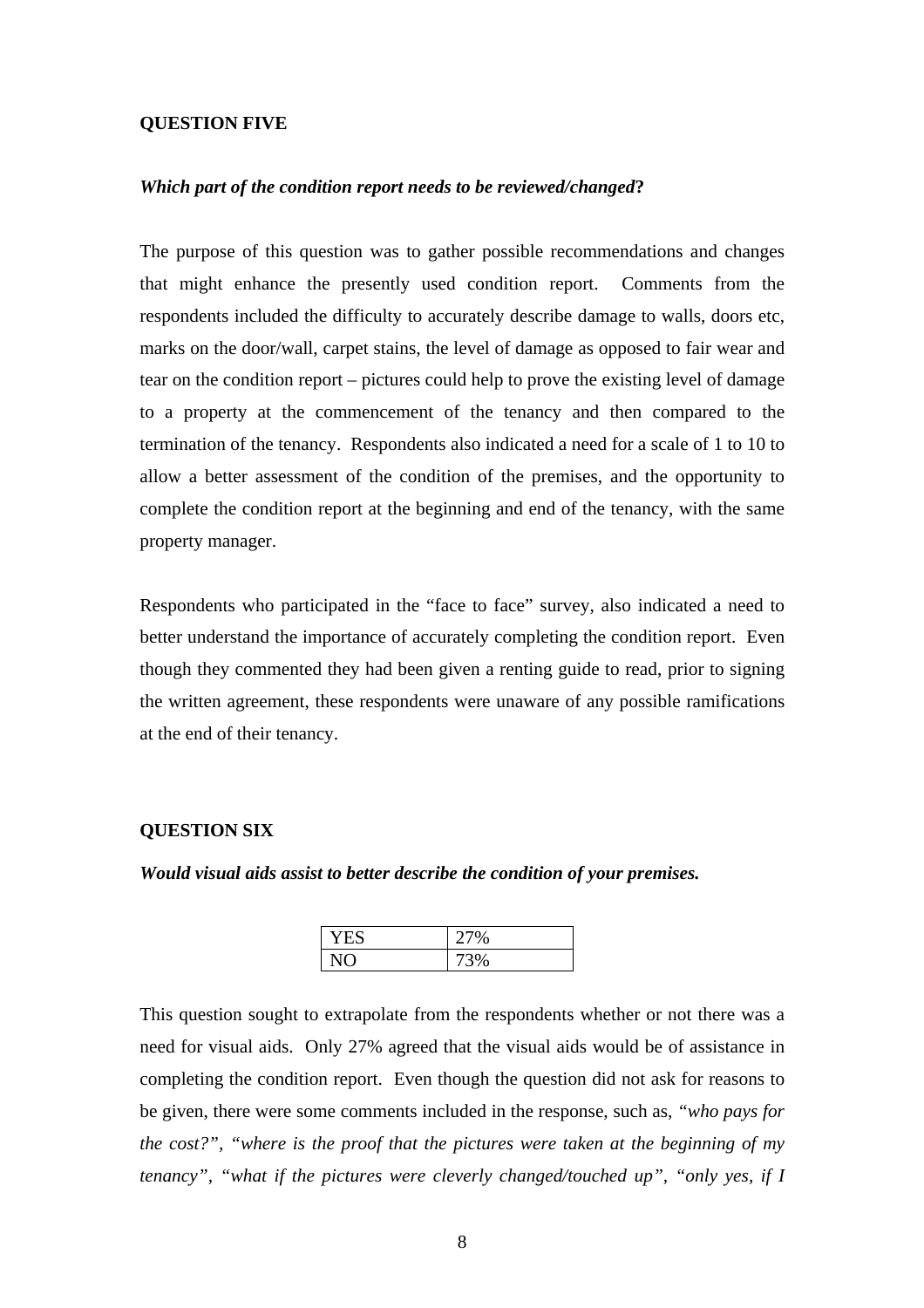**QUESTION FIVE**

***Which part of the condition report needs to be reviewed/changed?***

The purpose of this question was to gather possible recommendations and changes that might enhance the presently used condition report. Comments from the respondents included the difficulty to accurately describe damage to walls, doors etc, marks on the door/wall, carpet stains, the level of damage as opposed to fair wear and tear on the condition report – pictures could help to prove the existing level of damage to a property at the commencement of the tenancy and then compared to the termination of the tenancy. Respondents also indicated a need for a scale of 1 to 10 to allow a better assessment of the condition of the premises, and the opportunity to complete the condition report at the beginning and end of the tenancy, with the same property manager.

Respondents who participated in the "face to face" survey, also indicated a need to better understand the importance of accurately completing the condition report. Even though they commented they had been given a renting guide to read, prior to signing the written agreement, these respondents were unaware of any possible ramifications at the end of their tenancy.

**QUESTION SIX**

***Would visual aids assist to better describe the condition of your premises.***

| YES | 27% |
|---|---|
| NO | 73% |

This question sought to extrapolate from the respondents whether or not there was a need for visual aids. Only 27% agreed that the visual aids would be of assistance in completing the condition report. Even though the question did not ask for reasons to be given, there were some comments included in the response, such as, *"who pays for the cost?"*, *"where is the proof that the pictures were taken at the beginning of my tenancy"*, *"what if the pictures were cleverly changed/touched up"*, *"only yes, if I*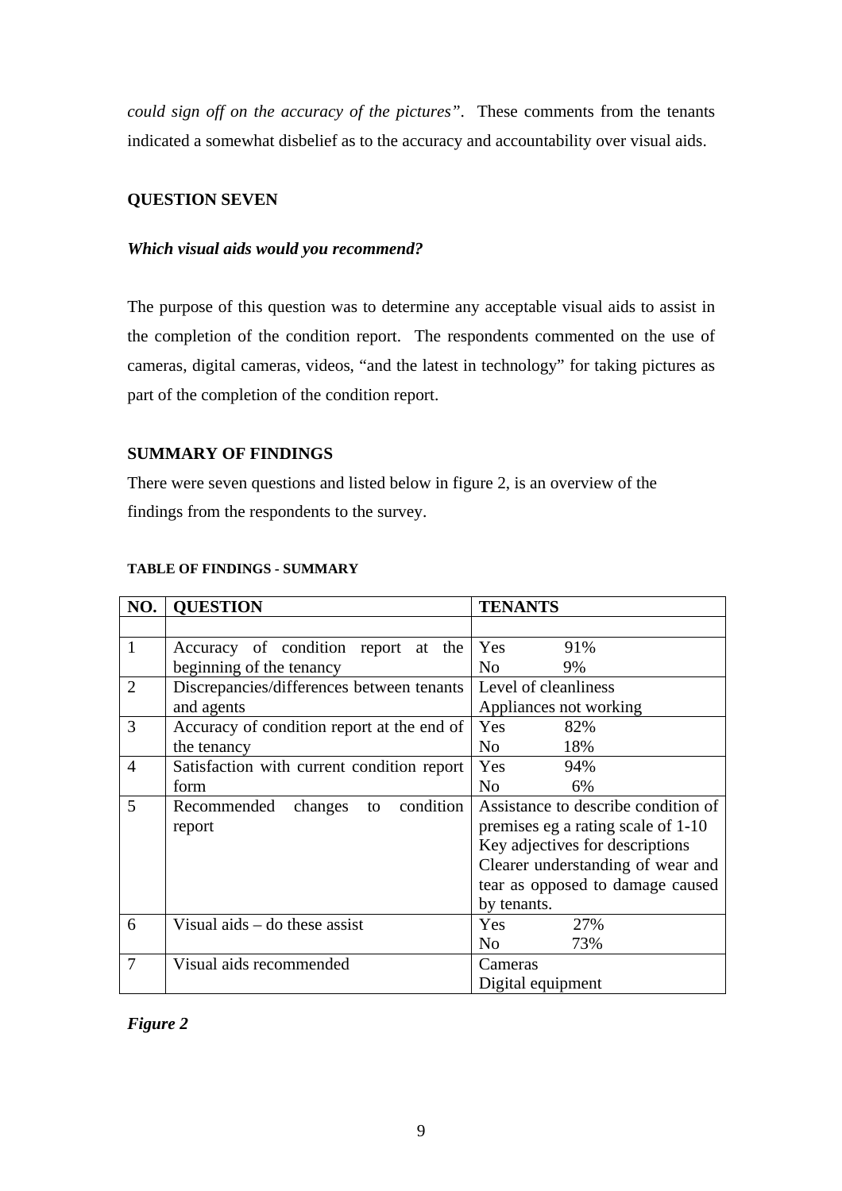*could sign off on the accuracy of the pictures"*. These comments from the tenants indicated a somewhat disbelief as to the accuracy and accountability over visual aids.

**QUESTION SEVEN**

***Which visual aids would you recommend?***

The purpose of this question was to determine any acceptable visual aids to assist in the completion of the condition report. The respondents commented on the use of cameras, digital cameras, videos, "and the latest in technology" for taking pictures as part of the completion of the condition report.

**SUMMARY OF FINDINGS**

There were seven questions and listed below in figure 2, is an overview of the findings from the respondents to the survey.

**TABLE OF FINDINGS - SUMMARY**

| NO. | QUESTION | TENANTS |
|---|---|---|
| | | |
| 1 | Accuracy of condition report at the beginning of the tenancy | Yes 91%<br>No 9% |
| 2 | Discrepancies/differences between tenants and agents | Level of cleanliness<br>Appliances not working |
| 3 | Accuracy of condition report at the end of the tenancy | Yes 82%<br>No 18% |
| 4 | Satisfaction with current condition report form | Yes 94%<br>No 6% |
| 5 | Recommended changes to condition report | Assistance to describe condition of premises eg a rating scale of 1-10<br>Key adjectives for descriptions<br>Clearer understanding of wear and tear as opposed to damage caused by tenants. |
| 6 | Visual aids – do these assist | Yes 27%<br>No 73% |
| 7 | Visual aids recommended | Cameras<br>Digital equipment |

***Figure 2***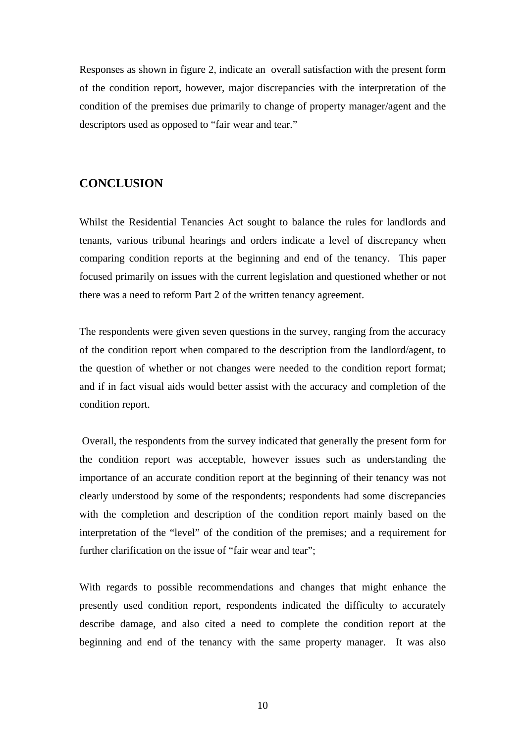Responses as shown in figure 2, indicate an overall satisfaction with the present form of the condition report, however, major discrepancies with the interpretation of the condition of the premises due primarily to change of property manager/agent and the descriptors used as opposed to "fair wear and tear."

## CONCLUSION

Whilst the Residential Tenancies Act sought to balance the rules for landlords and tenants, various tribunal hearings and orders indicate a level of discrepancy when comparing condition reports at the beginning and end of the tenancy. This paper focused primarily on issues with the current legislation and questioned whether or not there was a need to reform Part 2 of the written tenancy agreement.

The respondents were given seven questions in the survey, ranging from the accuracy of the condition report when compared to the description from the landlord/agent, to the question of whether or not changes were needed to the condition report format; and if in fact visual aids would better assist with the accuracy and completion of the condition report.

Overall, the respondents from the survey indicated that generally the present form for the condition report was acceptable, however issues such as understanding the importance of an accurate condition report at the beginning of their tenancy was not clearly understood by some of the respondents; respondents had some discrepancies with the completion and description of the condition report mainly based on the interpretation of the "level" of the condition of the premises; and a requirement for further clarification on the issue of "fair wear and tear";

With regards to possible recommendations and changes that might enhance the presently used condition report, respondents indicated the difficulty to accurately describe damage, and also cited a need to complete the condition report at the beginning and end of the tenancy with the same property manager. It was also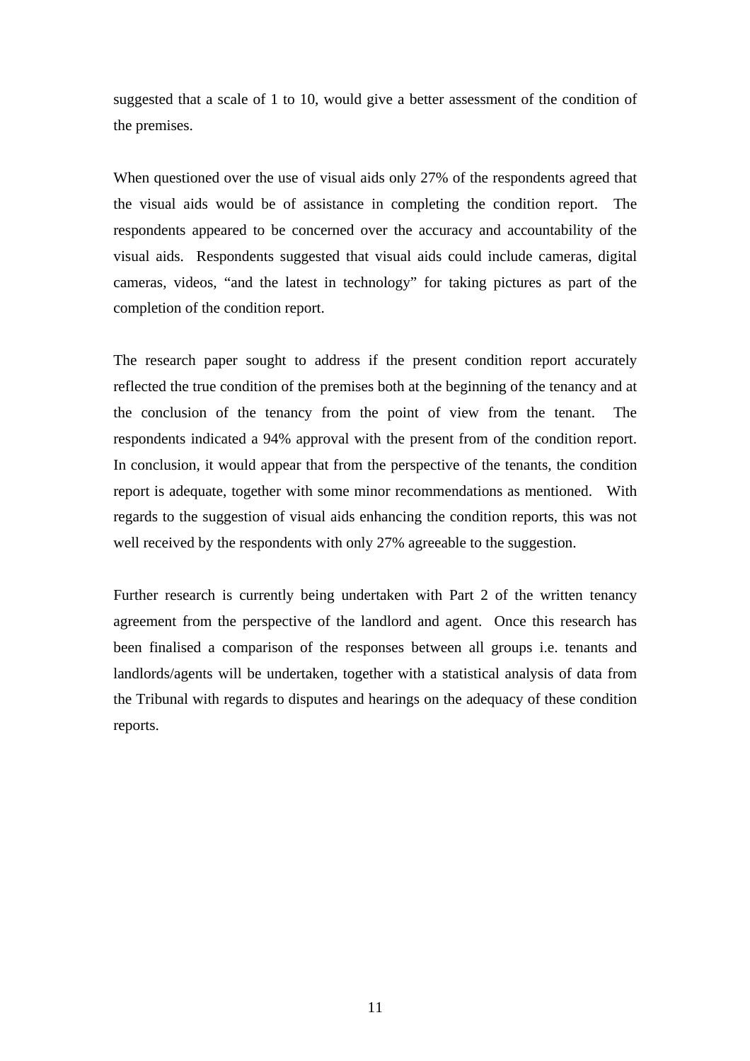suggested that a scale of 1 to 10, would give a better assessment of the condition of the premises.

When questioned over the use of visual aids only 27% of the respondents agreed that the visual aids would be of assistance in completing the condition report. The respondents appeared to be concerned over the accuracy and accountability of the visual aids. Respondents suggested that visual aids could include cameras, digital cameras, videos, "and the latest in technology" for taking pictures as part of the completion of the condition report.

The research paper sought to address if the present condition report accurately reflected the true condition of the premises both at the beginning of the tenancy and at the conclusion of the tenancy from the point of view from the tenant. The respondents indicated a 94% approval with the present from of the condition report. In conclusion, it would appear that from the perspective of the tenants, the condition report is adequate, together with some minor recommendations as mentioned. With regards to the suggestion of visual aids enhancing the condition reports, this was not well received by the respondents with only 27% agreeable to the suggestion.

Further research is currently being undertaken with Part 2 of the written tenancy agreement from the perspective of the landlord and agent. Once this research has been finalised a comparison of the responses between all groups i.e. tenants and landlords/agents will be undertaken, together with a statistical analysis of data from the Tribunal with regards to disputes and hearings on the adequacy of these condition reports.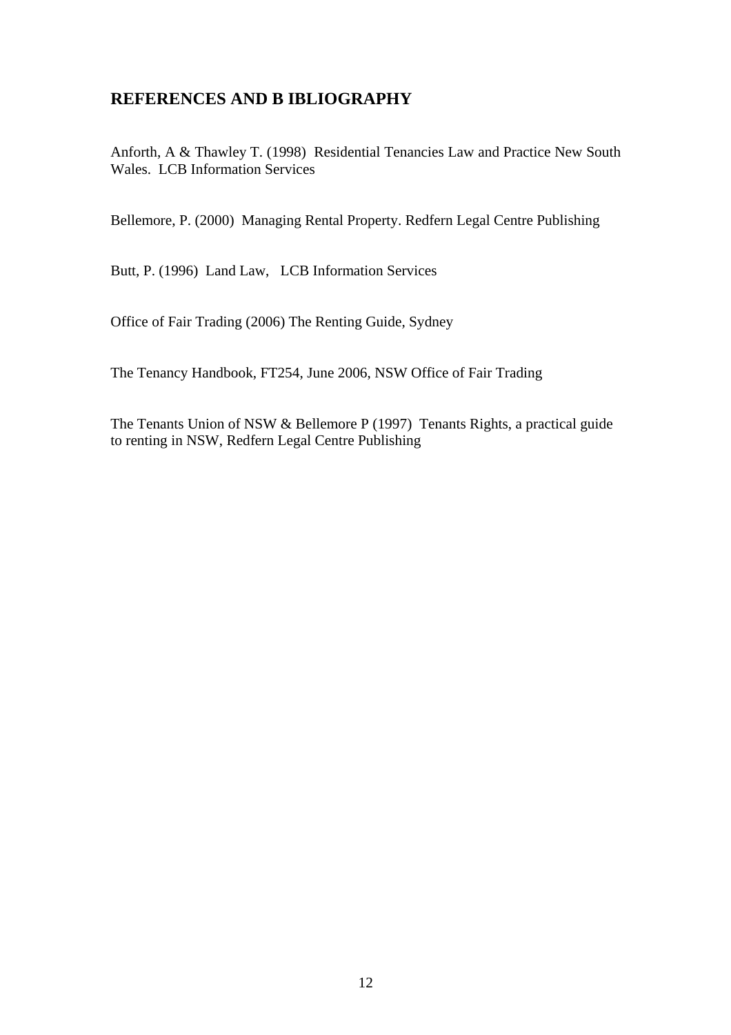## REFERENCES AND B IBLIOGRAPHY

Anforth, A & Thawley T. (1998) Residential Tenancies Law and Practice New South Wales. LCB Information Services

Bellemore, P. (2000) Managing Rental Property. Redfern Legal Centre Publishing

Butt, P. (1996) Land Law, LCB Information Services

Office of Fair Trading (2006) The Renting Guide, Sydney

The Tenancy Handbook, FT254, June 2006, NSW Office of Fair Trading

The Tenants Union of NSW & Bellemore P (1997) Tenants Rights, a practical guide to renting in NSW, Redfern Legal Centre Publishing